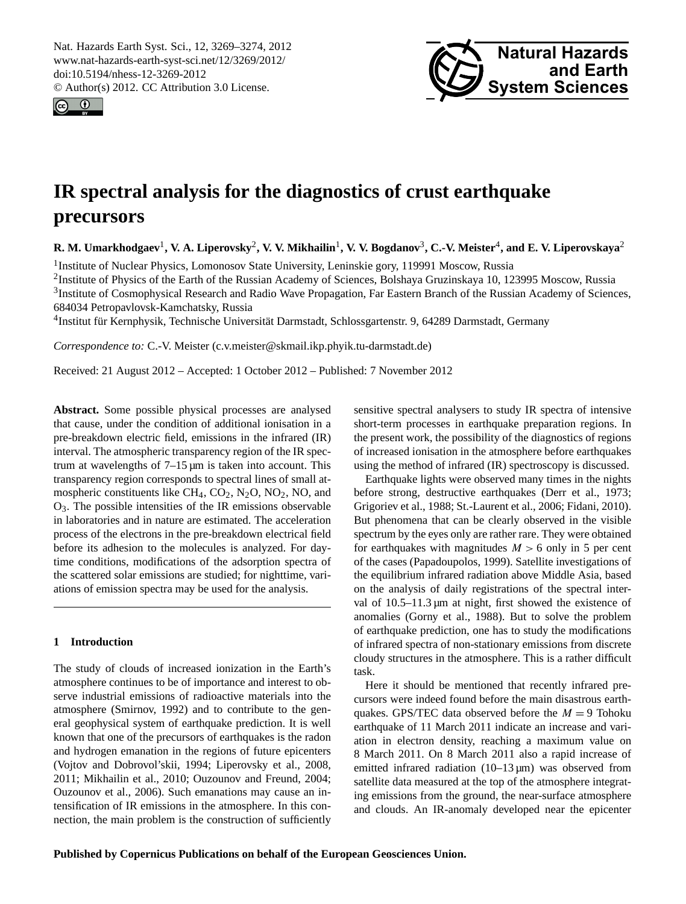# IR spectral analysis for the diagnostics of crust earthquake precursors

**R. M. Umarkhodgaev[1], V. A. Liperovsky[2], V. V. Mikhailin[1], V. V. Bogdanov[3], C.-V. Meister[4], and E. V. Liperovskaya[2]**

[1]Institute of Nuclear Physics, Lomonosov State University, Leninskie gory, 119991 Moscow, Russia
[2]Institute of Physics of the Earth of the Russian Academy of Sciences, Bolshaya Gruzinskaya 10, 123995 Moscow, Russia
[3]Institute of Cosmophysical Research and Radio Wave Propagation, Far Eastern Branch of the Russian Academy of Sciences, 684034 Petropavlovsk-Kamchatsky, Russia
[4]Institut für Kernphysik, Technische Universität Darmstadt, Schlossgartenstr. 9, 64289 Darmstadt, Germany

*Correspondence to:* C.-V. Meister (c.v.meister@skmail.ikp.phyik.tu-darmstadt.de)

Received: 21 August 2012 – Accepted: 1 October 2012 – Published: 7 November 2012

**Abstract.** Some possible physical processes are analysed that cause, under the condition of additional ionisation in a pre-breakdown electric field, emissions in the infrared (IR) interval. The atmospheric transparency region of the IR spectrum at wavelengths of 7–15 µm is taken into account. This transparency region corresponds to spectral lines of small atmospheric constituents like $CH_4$, $CO_2$, $N_2O$, $NO_2$, NO, and $O_3$. The possible intensities of the IR emissions observable in laboratories and in nature are estimated. The acceleration process of the electrons in the pre-breakdown electrical field before its adhesion to the molecules is analyzed. For daytime conditions, modifications of the adsorption spectra of the scattered solar emissions are studied; for nighttime, variations of emission spectra may be used for the analysis.

## 1 Introduction

The study of clouds of increased ionization in the Earth's atmosphere continues to be of importance and interest to observe industrial emissions of radioactive materials into the atmosphere (Smirnov, 1992) and to contribute to the general geophysical system of earthquake prediction. It is well known that one of the precursors of earthquakes is the radon and hydrogen emanation in the regions of future epicenters (Vojtov and Dobrovol'skii, 1994; Liperovsky et al., 2008, 2011; Mikhailin et al., 2010; Ouzounov and Freund, 2004; Ouzounov et al., 2006). Such emanations may cause an intensification of IR emissions in the atmosphere. In this connection, the main problem is the construction of sufficiently sensitive spectral analysers to study IR spectra of intensive short-term processes in earthquake preparation regions. In the present work, the possibility of the diagnostics of regions of increased ionisation in the atmosphere before earthquakes using the method of infrared (IR) spectroscopy is discussed.

Earthquake lights were observed many times in the nights before strong, destructive earthquakes (Derr et al., 1973; Grigoriev et al., 1988; St.-Laurent et al., 2006; Fidani, 2010). But phenomena that can be clearly observed in the visible spectrum by the eyes only are rather rare. They were obtained for earthquakes with magnitudes $M > 6$ only in 5 per cent of the cases (Papadoupolos, 1999). Satellite investigations of the equilibrium infrared radiation above Middle Asia, based on the analysis of daily registrations of the spectral interval of 10.5–11.3 µm at night, first showed the existence of anomalies (Gorny et al., 1988). But to solve the problem of earthquake prediction, one has to study the modifications of infrared spectra of non-stationary emissions from discrete cloudy structures in the atmosphere. This is a rather difficult task.

Here it should be mentioned that recently infrared precursors were indeed found before the main disastrous earthquakes. GPS/TEC data observed before the $M = 9$ Tohoku earthquake of 11 March 2011 indicate an increase and variation in electron density, reaching a maximum value on 8 March 2011. On 8 March 2011 also a rapid increase of emitted infrared radiation (10–13 µm) was observed from satellite data measured at the top of the atmosphere integrating emissions from the ground, the near-surface atmosphere and clouds. An IR-anomaly developed near the epicenter

**Published by Copernicus Publications on behalf of the European Geosciences Union.**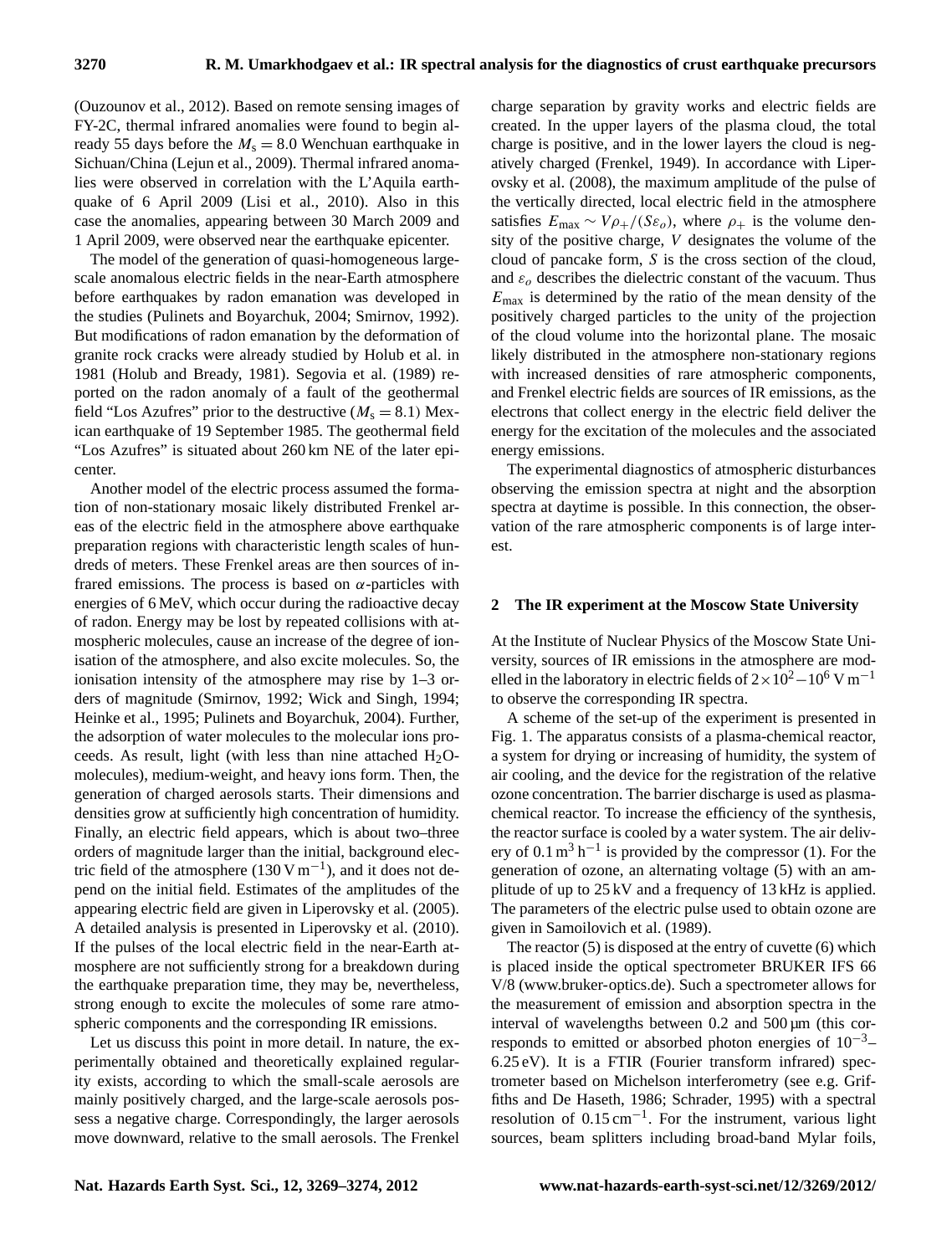(Ouzounov et al., 2012). Based on remote sensing images of FY-2C, thermal infrared anomalies were found to begin already 55 days before the $M_s = 8.0$ Wenchuan earthquake in Sichuan/China (Lejun et al., 2009). Thermal infrared anomalies were observed in correlation with the L'Aquila earthquake of 6 April 2009 (Lisi et al., 2010). Also in this case the anomalies, appearing between 30 March 2009 and 1 April 2009, were observed near the earthquake epicenter.

The model of the generation of quasi-homogeneous large-scale anomalous electric fields in the near-Earth atmosphere before earthquakes by radon emanation was developed in the studies (Pulinets and Boyarchuk, 2004; Smirnov, 1992). But modifications of radon emanation by the deformation of granite rock cracks were already studied by Holub et al. in 1981 (Holub and Bready, 1981). Segovia et al. (1989) reported on the radon anomaly of a fault of the geothermal field "Los Azufres" prior to the destructive ($M_s = 8.1$) Mexican earthquake of 19 September 1985. The geothermal field "Los Azufres" is situated about 260 km NE of the later epicenter.

Another model of the electric process assumed the formation of non-stationary mosaic likely distributed Frenkel areas of the electric field in the atmosphere above earthquake preparation regions with characteristic length scales of hundreds of meters. These Frenkel areas are then sources of infrared emissions. The process is based on $\alpha$-particles with energies of 6 MeV, which occur during the radioactive decay of radon. Energy may be lost by repeated collisions with atmospheric molecules, cause an increase of the degree of ionisation of the atmosphere, and also excite molecules. So, the ionisation intensity of the atmosphere may rise by 1–3 orders of magnitude (Smirnov, 1992; Wick and Singh, 1994; Heinke et al., 1995; Pulinets and Boyarchuk, 2004). Further, the adsorption of water molecules to the molecular ions proceeds. As result, light (with less than nine attached $H_2O$-molecules), medium-weight, and heavy ions form. Then, the generation of charged aerosols starts. Their dimensions and densities grow at sufficiently high concentration of humidity. Finally, an electric field appears, which is about two–three orders of magnitude larger than the initial, background electric field of the atmosphere ($130\,\mathrm{V\,m^{-1}}$), and it does not depend on the initial field. Estimates of the amplitudes of the appearing electric field are given in Liperovsky et al. (2005). A detailed analysis is presented in Liperovsky et al. (2010). If the pulses of the local electric field in the near-Earth atmosphere are not sufficiently strong for a breakdown during the earthquake preparation time, they may be, nevertheless, strong enough to excite the molecules of some rare atmospheric components and the corresponding IR emissions.

Let us discuss this point in more detail. In nature, the experimentally obtained and theoretically explained regularity exists, according to which the small-scale aerosols are mainly positively charged, and the large-scale aerosols possess a negative charge. Correspondingly, the larger aerosols move downward, relative to the small aerosols. The Frenkel charge separation by gravity works and electric fields are created. In the upper layers of the plasma cloud, the total charge is positive, and in the lower layers the cloud is negatively charged (Frenkel, 1949). In accordance with Liperovsky et al. (2008), the maximum amplitude of the pulse of the vertically directed, local electric field in the atmosphere satisfies $E_{\max} \sim V\rho_+/(S\varepsilon_o)$, where $\rho_+$ is the volume density of the positive charge, $V$ designates the volume of the cloud of pancake form, $S$ is the cross section of the cloud, and $\varepsilon_o$ describes the dielectric constant of the vacuum. Thus $E_{\max}$ is determined by the ratio of the mean density of the positively charged particles to the unity of the projection of the cloud volume into the horizontal plane. The mosaic likely distributed in the atmosphere non-stationary regions with increased densities of rare atmospheric components, and Frenkel electric fields are sources of IR emissions, as the electrons that collect energy in the electric field deliver the energy for the excitation of the molecules and the associated energy emissions.

The experimental diagnostics of atmospheric disturbances observing the emission spectra at night and the absorption spectra at daytime is possible. In this connection, the observation of the rare atmospheric components is of large interest.

## 2 The IR experiment at the Moscow State University

At the Institute of Nuclear Physics of the Moscow State University, sources of IR emissions in the atmosphere are modelled in the laboratory in electric fields of $2\times10^2 - 10^6\,\mathrm{V\,m^{-1}}$ to observe the corresponding IR spectra.

A scheme of the set-up of the experiment is presented in Fig. 1. The apparatus consists of a plasma-chemical reactor, a system for drying or increasing of humidity, the system of air cooling, and the device for the registration of the relative ozone concentration. The barrier discharge is used as plasma-chemical reactor. To increase the efficiency of the synthesis, the reactor surface is cooled by a water system. The air delivery of $0.1\,\mathrm{m^3\,h^{-1}}$ is provided by the compressor (1). For the generation of ozone, an alternating voltage (5) with an amplitude of up to 25 kV and a frequency of 13 kHz is applied. The parameters of the electric pulse used to obtain ozone are given in Samoilovich et al. (1989).

The reactor (5) is disposed at the entry of cuvette (6) which is placed inside the optical spectrometer BRUKER IFS 66 V/8 (www.bruker-optics.de). Such a spectrometer allows for the measurement of emission and absorption spectra in the interval of wavelengths between 0.2 and 500 µm (this corresponds to emitted or absorbed photon energies of $10^{-3}$–6.25 eV). It is a FTIR (Fourier transform infrared) spectrometer based on Michelson interferometry (see e.g. Griffiths and De Haseth, 1986; Schrader, 1995) with a spectral resolution of $0.15\,\mathrm{cm^{-1}}$. For the instrument, various light sources, beam splitters including broad-band Mylar foils,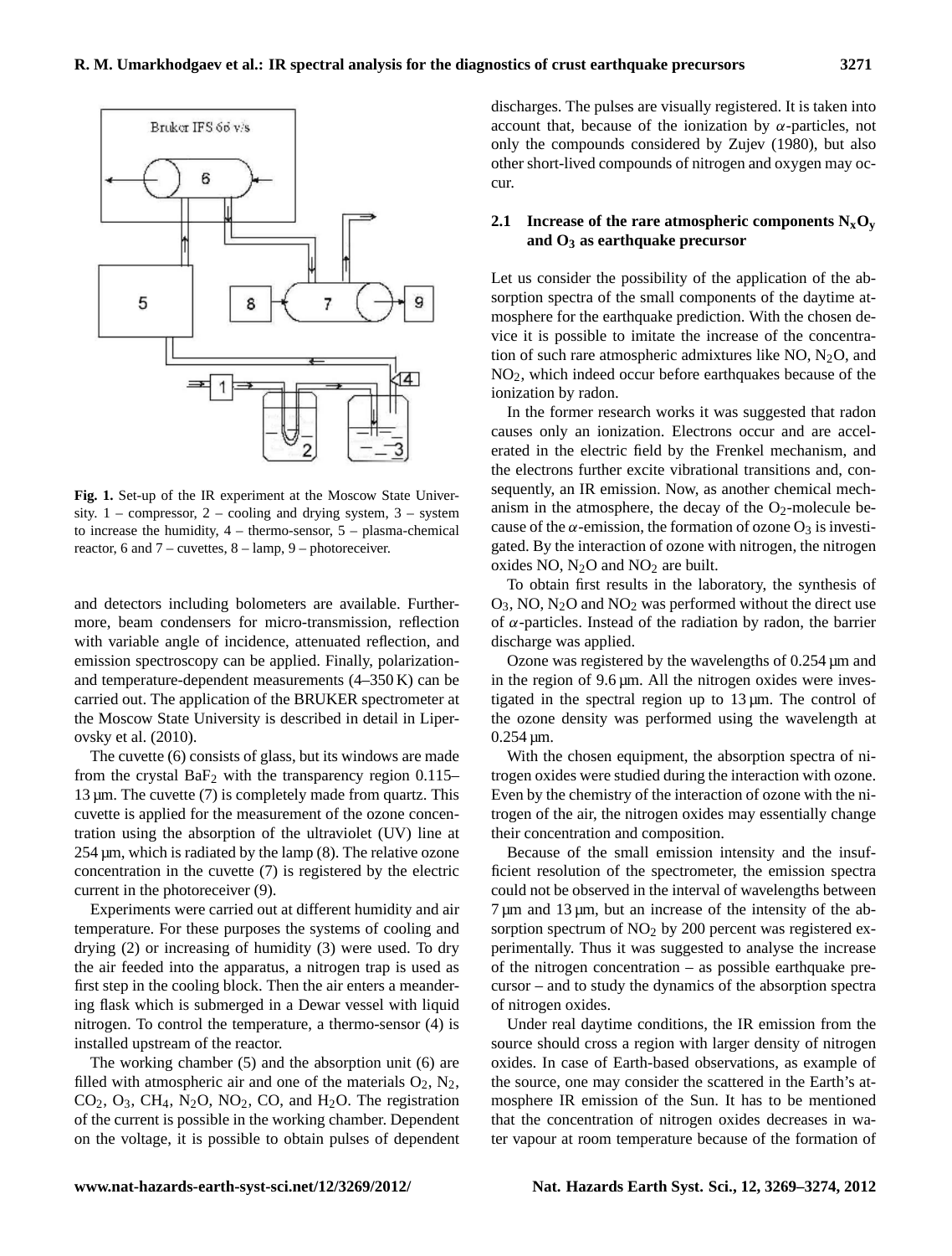**Fig. 1.** Set-up of the IR experiment at the Moscow State University. 1 – compressor, 2 – cooling and drying system, 3 – system to increase the humidity, 4 – thermo-sensor, 5 – plasma-chemical reactor, 6 and 7 – cuvettes, 8 – lamp, 9 – photoreceiver.

and detectors including bolometers are available. Furthermore, beam condensers for micro-transmission, reflection with variable angle of incidence, attenuated reflection, and emission spectroscopy can be applied. Finally, polarization- and temperature-dependent measurements (4–350 K) can be carried out. The application of the BRUKER spectrometer at the Moscow State University is described in detail in Liperovsky et al. (2010).

The cuvette (6) consists of glass, but its windows are made from the crystal $BaF_2$ with the transparency region 0.115–13 µm. The cuvette (7) is completely made from quartz. This cuvette is applied for the measurement of the ozone concentration using the absorption of the ultraviolet (UV) line at 254 µm, which is radiated by the lamp (8). The relative ozone concentration in the cuvette (7) is registered by the electric current in the photoreceiver (9).

Experiments were carried out at different humidity and air temperature. For these purposes the systems of cooling and drying (2) or increasing of humidity (3) were used. To dry the air feeded into the apparatus, a nitrogen trap is used as first step in the cooling block. Then the air enters a meandering flask which is submerged in a Dewar vessel with liquid nitrogen. To control the temperature, a thermo-sensor (4) is installed upstream of the reactor.

The working chamber (5) and the absorption unit (6) are filled with atmospheric air and one of the materials $O_2$, $N_2$, $CO_2$, $O_3$, $CH_4$, $N_2O$, $NO_2$, CO, and $H_2O$. The registration of the current is possible in the working chamber. Dependent on the voltage, it is possible to obtain pulses of dependent discharges. The pulses are visually registered. It is taken into account that, because of the ionization by $\alpha$-particles, not only the compounds considered by Zujev (1980), but also other short-lived compounds of nitrogen and oxygen may occur.

### 2.1 Increase of the rare atmospheric components $N_xO_y$ and $O_3$ as earthquake precursor

Let us consider the possibility of the application of the absorption spectra of the small components of the daytime atmosphere for the earthquake prediction. With the chosen device it is possible to imitate the increase of the concentration of such rare atmospheric admixtures like NO, $N_2O$, and $NO_2$, which indeed occur before earthquakes because of the ionization by radon.

In the former research works it was suggested that radon causes only an ionization. Electrons occur and are accelerated in the electric field by the Frenkel mechanism, and the electrons further excite vibrational transitions and, consequently, an IR emission. Now, as another chemical mechanism in the atmosphere, the decay of the $O_2$-molecule because of the $\alpha$-emission, the formation of ozone $O_3$ is investigated. By the interaction of ozone with nitrogen, the nitrogen oxides NO, $N_2O$ and $NO_2$ are built.

To obtain first results in the laboratory, the synthesis of $O_3$, NO, $N_2O$ and $NO_2$ was performed without the direct use of $\alpha$-particles. Instead of the radiation by radon, the barrier discharge was applied.

Ozone was registered by the wavelengths of 0.254 µm and in the region of 9.6 µm. All the nitrogen oxides were investigated in the spectral region up to 13 µm. The control of the ozone density was performed using the wavelength at 0.254 µm.

With the chosen equipment, the absorption spectra of nitrogen oxides were studied during the interaction with ozone. Even by the chemistry of the interaction of ozone with the nitrogen of the air, the nitrogen oxides may essentially change their concentration and composition.

Because of the small emission intensity and the insufficient resolution of the spectrometer, the emission spectra could not be observed in the interval of wavelengths between 7 µm and 13 µm, but an increase of the intensity of the absorption spectrum of $NO_2$ by 200 percent was registered experimentally. Thus it was suggested to analyse the increase of the nitrogen concentration – as possible earthquake precursor – and to study the dynamics of the absorption spectra of nitrogen oxides.

Under real daytime conditions, the IR emission from the source should cross a region with larger density of nitrogen oxides. In case of Earth-based observations, as example of the source, one may consider the scattered in the Earth's atmosphere IR emission of the Sun. It has to be mentioned that the concentration of nitrogen oxides decreases in water vapour at room temperature because of the formation of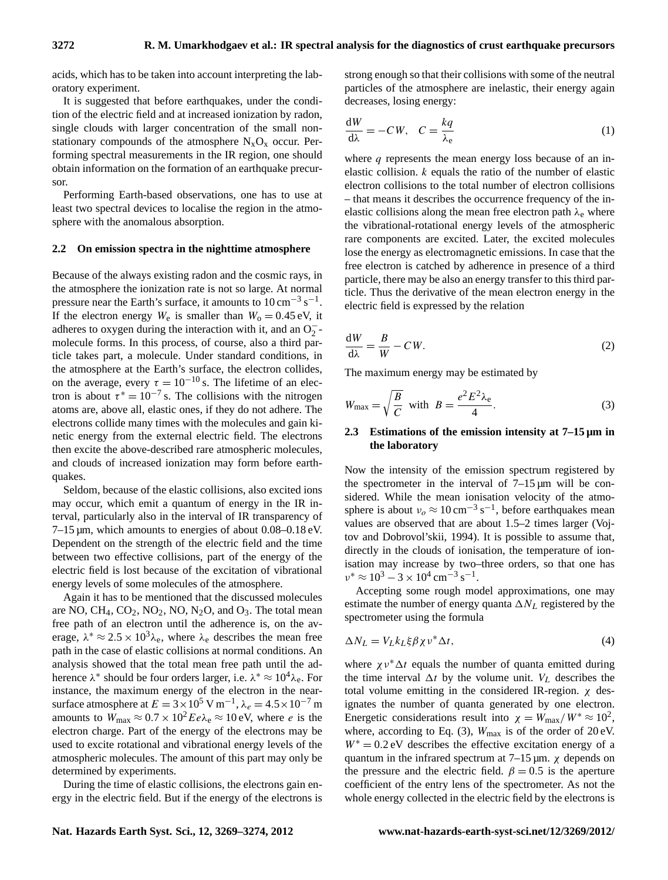acids, which has to be taken into account interpreting the laboratory experiment.

It is suggested that before earthquakes, under the condition of the electric field and at increased ionization by radon, single clouds with larger concentration of the small non-stationary compounds of the atmosphere $N_xO_x$ occur. Performing spectral measurements in the IR region, one should obtain information on the formation of an earthquake precursor.

Performing Earth-based observations, one has to use at least two spectral devices to localise the region in the atmosphere with the anomalous absorption.

### 2.2 On emission spectra in the nighttime atmosphere

Because of the always existing radon and the cosmic rays, in the atmosphere the ionization rate is not so large. At normal pressure near the Earth's surface, it amounts to $10\,\mathrm{cm^{-3}\,s^{-1}}$. If the electron energy $W_e$ is smaller than $W_o = 0.45\,\mathrm{eV}$, it adheres to oxygen during the interaction with it, and an $O_2^-$-molecule forms. In this process, of course, also a third particle takes part, a molecule. Under standard conditions, in the atmosphere at the Earth's surface, the electron collides, on the average, every $\tau = 10^{-10}\,\mathrm{s}$. The lifetime of an electron is about $\tau^* = 10^{-7}\,\mathrm{s}$. The collisions with the nitrogen atoms are, above all, elastic ones, if they do not adhere. The electrons collide many times with the molecules and gain kinetic energy from the external electric field. The electrons then excite the above-described rare atmospheric molecules, and clouds of increased ionization may form before earthquakes.

Seldom, because of the elastic collisions, also excited ions may occur, which emit a quantum of energy in the IR interval, particularly also in the interval of IR transparency of 7–15 µm, which amounts to energies of about 0.08–0.18 eV. Dependent on the strength of the electric field and the time between two effective collisions, part of the energy of the electric field is lost because of the excitation of vibrational energy levels of some molecules of the atmosphere.

Again it has to be mentioned that the discussed molecules are NO, $CH_4$, $CO_2$, $NO_2$, NO, $N_2O$, and $O_3$. The total mean free path of an electron until the adherence is, on the average, $\lambda^* \approx 2.5 \times 10^3 \lambda_e$, where $\lambda_e$ describes the mean free path in the case of elastic collisions at normal conditions. An analysis showed that the total mean free path until the adherence $\lambda^*$ should be four orders larger, i.e. $\lambda^* \approx 10^4 \lambda_e$. For instance, the maximum energy of the electron in the near-surface atmosphere at $E = 3 \times 10^5\,\mathrm{V\,m^{-1}}$, $\lambda_e = 4.5 \times 10^{-7}\,\mathrm{m}$ amounts to $W_{\max} \approx 0.7 \times 10^2 Ee\lambda_e \approx 10\,\mathrm{eV}$, where $e$ is the electron charge. Part of the energy of the electrons may be used to excite rotational and vibrational energy levels of the atmospheric molecules. The amount of this part may only be determined by experiments.

During the time of elastic collisions, the electrons gain energy in the electric field. But if the energy of the electrons is strong enough so that their collisions with some of the neutral particles of the atmosphere are inelastic, their energy again decreases, losing energy:

$$\frac{\mathrm{d}W}{\mathrm{d}\lambda} = -CW, \quad C = \frac{kq}{\lambda_e} \tag{1}$$

where $q$ represents the mean energy loss because of an inelastic collision. $k$ equals the ratio of the number of elastic electron collisions to the total number of electron collisions – that means it describes the occurrence frequency of the inelastic collisions along the mean free electron path $\lambda_e$ where the vibrational-rotational energy levels of the atmospheric rare components are excited. Later, the excited molecules lose the energy as electromagnetic emissions. In case that the free electron is catched by adherence in presence of a third particle, there may be also an energy transfer to this third particle. Thus the derivative of the mean electron energy in the electric field is expressed by the relation

$$\frac{\mathrm{d}W}{\mathrm{d}\lambda} = \frac{B}{W} - CW. \tag{2}$$

The maximum energy may be estimated by

$$W_{\max} = \sqrt{\frac{B}{C}} \ \text{ with } \ B = \frac{e^2 E^2 \lambda_e}{4}. \tag{3}$$

### 2.3 Estimations of the emission intensity at 7–15 µm in the laboratory

Now the intensity of the emission spectrum registered by the spectrometer in the interval of 7–15 µm will be considered. While the mean ionisation velocity of the atmosphere is about $\nu_o \approx 10\,\mathrm{cm^{-3}\,s^{-1}}$, before earthquakes mean values are observed that are about 1.5–2 times larger (Vojtov and Dobrovol'skii, 1994). It is possible to assume that, directly in the clouds of ionisation, the temperature of ionisation may increase by two–three orders, so that one has $\nu^* \approx 10^3 - 3 \times 10^4\,\mathrm{cm^{-3}\,s^{-1}}$.

Accepting some rough model approximations, one may estimate the number of energy quanta $\Delta N_L$ registered by the spectrometer using the formula

$$\Delta N_L = V_L k_L \xi \beta \chi \nu^* \Delta t, \tag{4}$$

where $\chi \nu^* \Delta t$ equals the number of quanta emitted during the time interval $\Delta t$ by the volume unit. $V_L$ describes the total volume emitting in the considered IR-region. $\chi$ designates the number of quanta generated by one electron. Energetic considerations result into $\chi = W_{\max}/W^* \approx 10^2$, where, according to Eq. (3), $W_{\max}$ is of the order of 20 eV. $W^* = 0.2\,\mathrm{eV}$ describes the effective excitation energy of a quantum in the infrared spectrum at 7–15 µm. $\chi$ depends on the pressure and the electric field. $\beta = 0.5$ is the aperture coefficient of the entry lens of the spectrometer. As not the whole energy collected in the electric field by the electrons is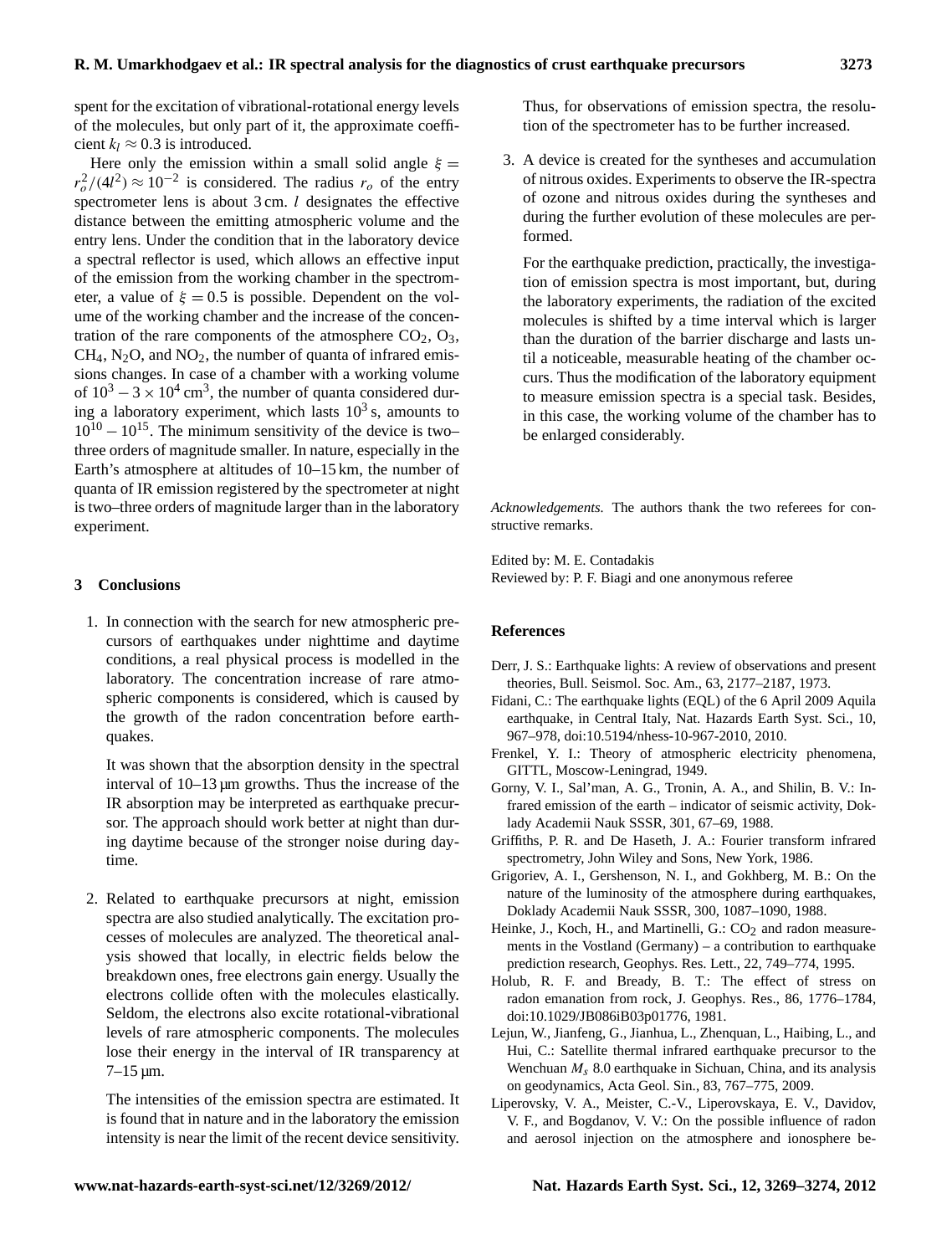spent for the excitation of vibrational-rotational energy levels of the molecules, but only part of it, the approximate coefficient $k_l \approx 0.3$ is introduced.

Here only the emission within a small solid angle $\xi = r_o^2/(4l^2) \approx 10^{-2}$ is considered. The radius $r_o$ of the entry spectrometer lens is about 3 cm. $l$ designates the effective distance between the emitting atmospheric volume and the entry lens. Under the condition that in the laboratory device a spectral reflector is used, which allows an effective input of the emission from the working chamber in the spectrometer, a value of $\xi = 0.5$ is possible. Dependent on the volume of the working chamber and the increase of the concentration of the rare components of the atmosphere $CO_2$, $O_3$, $CH_4$, $N_2O$, and $NO_2$, the number of quanta of infrared emissions changes. In case of a chamber with a working volume of $10^3 - 3 \times 10^4$ cm$^3$, the number of quanta considered during a laboratory experiment, which lasts $10^3$ s, amounts to $10^{10} - 10^{15}$. The minimum sensitivity of the device is two–three orders of magnitude smaller. In nature, especially in the Earth's atmosphere at altitudes of 10–15 km, the number of quanta of IR emission registered by the spectrometer at night is two–three orders of magnitude larger than in the laboratory experiment.

## 3 Conclusions

1. In connection with the search for new atmospheric precursors of earthquakes under nighttime and daytime conditions, a real physical process is modelled in the laboratory. The concentration increase of rare atmospheric components is considered, which is caused by the growth of the radon concentration before earthquakes.

   It was shown that the absorption density in the spectral interval of 10–13 µm growths. Thus the increase of the IR absorption may be interpreted as earthquake precursor. The approach should work better at night than during daytime because of the stronger noise during daytime.

2. Related to earthquake precursors at night, emission spectra are also studied analytically. The excitation processes of molecules are analyzed. The theoretical analysis showed that locally, in electric fields below the breakdown ones, free electrons gain energy. Usually the electrons collide often with the molecules elastically. Seldom, the electrons also excite rotational-vibrational levels of rare atmospheric components. The molecules lose their energy in the interval of IR transparency at 7–15 µm.

   The intensities of the emission spectra are estimated. It is found that in nature and in the laboratory the emission intensity is near the limit of the recent device sensitivity. Thus, for observations of emission spectra, the resolution of the spectrometer has to be further increased.

3. A device is created for the syntheses and accumulation of nitrous oxides. Experiments to observe the IR-spectra of ozone and nitrous oxides during the syntheses and during the further evolution of these molecules are performed.

   For the earthquake prediction, practically, the investigation of emission spectra is most important, but, during the laboratory experiments, the radiation of the excited molecules is shifted by a time interval which is larger than the duration of the barrier discharge and lasts until a noticeable, measurable heating of the chamber occurs. Thus the modification of the laboratory equipment to measure emission spectra is a special task. Besides, in this case, the working volume of the chamber has to be enlarged considerably.

*Acknowledgements.* The authors thank the two referees for constructive remarks.

Edited by: M. E. Contadakis
Reviewed by: P. F. Biagi and one anonymous referee

## References

Derr, J. S.: Earthquake lights: A review of observations and present theories, Bull. Seismol. Soc. Am., 63, 2177–2187, 1973.

Fidani, C.: The earthquake lights (EQL) of the 6 April 2009 Aquila earthquake, in Central Italy, Nat. Hazards Earth Syst. Sci., 10, 967–978, doi:10.5194/nhess-10-967-2010, 2010.

Frenkel, Y. I.: Theory of atmospheric electricity phenomena, GITTL, Moscow-Leningrad, 1949.

Gorny, V. I., Sal'man, A. G., Tronin, A. A., and Shilin, B. V.: Infrared emission of the earth – indicator of seismic activity, Doklady Academii Nauk SSSR, 301, 67–69, 1988.

Griffiths, P. R. and De Haseth, J. A.: Fourier transform infrared spectrometry, John Wiley and Sons, New York, 1986.

Grigoriev, A. I., Gershenson, N. I., and Gokhberg, M. B.: On the nature of the luminosity of the atmosphere during earthquakes, Doklady Academii Nauk SSSR, 300, 1087–1090, 1988.

Heinke, J., Koch, H., and Martinelli, G.: $CO_2$ and radon measurements in the Vostland (Germany) – a contribution to earthquake prediction research, Geophys. Res. Lett., 22, 749–774, 1995.

Holub, R. F. and Bready, B. T.: The effect of stress on radon emanation from rock, J. Geophys. Res., 86, 1776–1784, doi:10.1029/JB086iB03p01776, 1981.

Lejun, W., Jianfeng, G., Jianhua, L., Zhenquan, L., Haibing, L., and Hui, C.: Satellite thermal infrared earthquake precursor to the Wenchuan $M_s$ 8.0 earthquake in Sichuan, China, and its analysis on geodynamics, Acta Geol. Sin., 83, 767–775, 2009.

Liperovsky, V. A., Meister, C.-V., Liperovskaya, E. V., Davidov, V. F., and Bogdanov, V. V.: On the possible influence of radon and aerosol injection on the atmosphere and ionosphere be-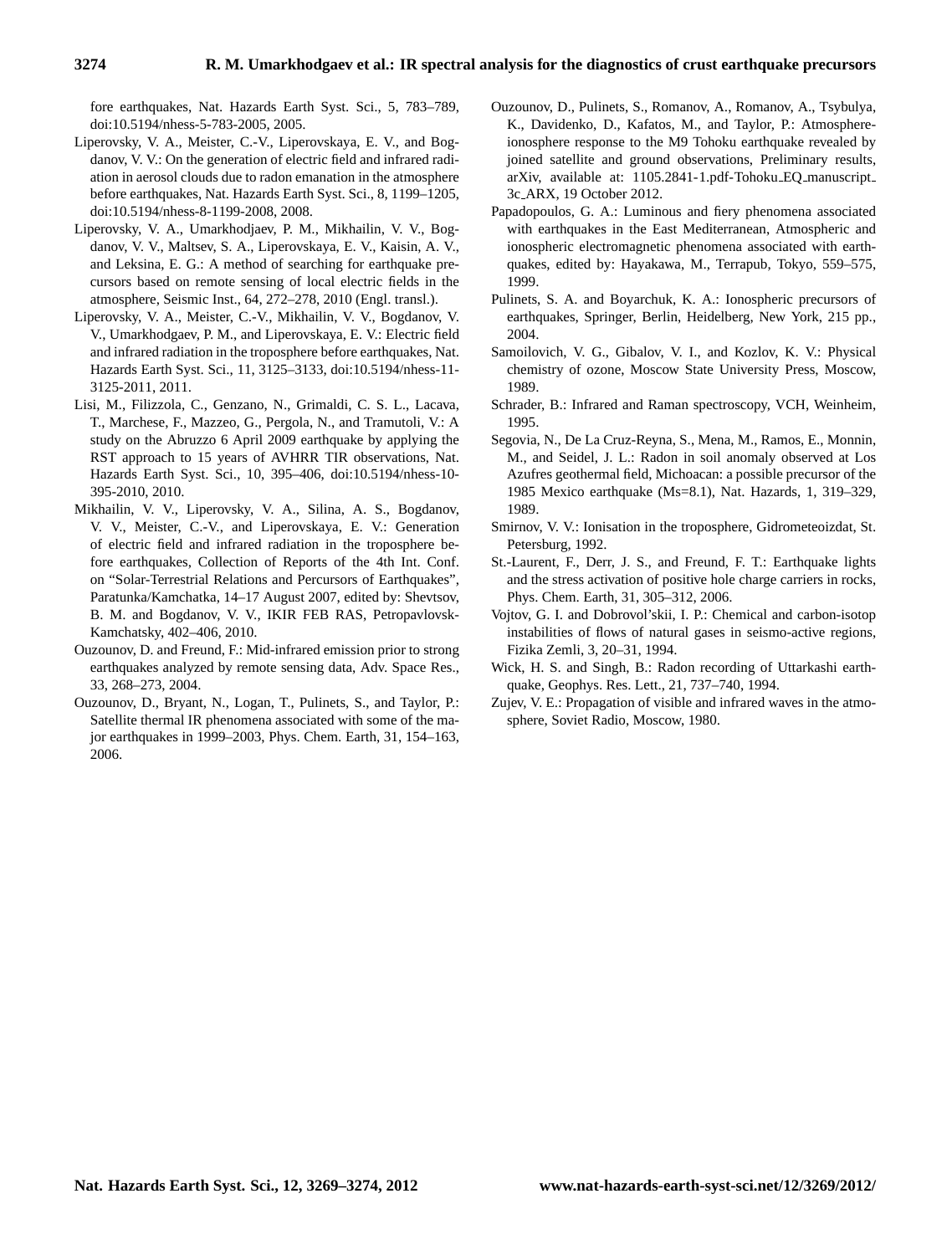fore earthquakes, Nat. Hazards Earth Syst. Sci., 5, 783–789, doi:10.5194/nhess-5-783-2005, 2005.

Liperovsky, V. A., Meister, C.-V., Liperovskaya, E. V., and Bogdanov, V. V.: On the generation of electric field and infrared radiation in aerosol clouds due to radon emanation in the atmosphere before earthquakes, Nat. Hazards Earth Syst. Sci., 8, 1199–1205, doi:10.5194/nhess-8-1199-2008, 2008.

Liperovsky, V. A., Umarkhodjaev, P. M., Mikhailin, V. V., Bogdanov, V. V., Maltsev, S. A., Liperovskaya, E. V., Kaisin, A. V., and Leksina, E. G.: A method of searching for earthquake precursors based on remote sensing of local electric fields in the atmosphere, Seismic Inst., 64, 272–278, 2010 (Engl. transl.).

Liperovsky, V. A., Meister, C.-V., Mikhailin, V. V., Bogdanov, V. V., Umarkhodgaev, P. M., and Liperovskaya, E. V.: Electric field and infrared radiation in the troposphere before earthquakes, Nat. Hazards Earth Syst. Sci., 11, 3125–3133, doi:10.5194/nhess-11-3125-2011, 2011.

Lisi, M., Filizzola, C., Genzano, N., Grimaldi, C. S. L., Lacava, T., Marchese, F., Mazzeo, G., Pergola, N., and Tramutoli, V.: A study on the Abruzzo 6 April 2009 earthquake by applying the RST approach to 15 years of AVHRR TIR observations, Nat. Hazards Earth Syst. Sci., 10, 395–406, doi:10.5194/nhess-10-395-2010, 2010.

Mikhailin, V. V., Liperovsky, V. A., Silina, A. S., Bogdanov, V. V., Meister, C.-V., and Liperovskaya, E. V.: Generation of electric field and infrared radiation in the troposphere before earthquakes, Collection of Reports of the 4th Int. Conf. on "Solar-Terrestrial Relations and Percursors of Earthquakes", Paratunka/Kamchatka, 14–17 August 2007, edited by: Shevtsov, B. M. and Bogdanov, V. V., IKIR FEB RAS, Petropavlovsk-Kamchatsky, 402–406, 2010.

Ouzounov, D. and Freund, F.: Mid-infrared emission prior to strong earthquakes analyzed by remote sensing data, Adv. Space Res., 33, 268–273, 2004.

Ouzounov, D., Bryant, N., Logan, T., Pulinets, S., and Taylor, P.: Satellite thermal IR phenomena associated with some of the major earthquakes in 1999–2003, Phys. Chem. Earth, 31, 154–163, 2006.

Ouzounov, D., Pulinets, S., Romanov, A., Romanov, A., Tsybulya, K., Davidenko, D., Kafatos, M., and Taylor, P.: Atmosphere-ionosphere response to the M9 Tohoku earthquake revealed by joined satellite and ground observations, Preliminary results, arXiv, available at: 1105.2841-1.pdf-Tohoku_EQ_manuscript_3c_ARX, 19 October 2012.

Papadopoulos, G. A.: Luminous and fiery phenomena associated with earthquakes in the East Mediterranean, Atmospheric and ionospheric electromagnetic phenomena associated with earthquakes, edited by: Hayakawa, M., Terrapub, Tokyo, 559–575, 1999.

Pulinets, S. A. and Boyarchuk, K. A.: Ionospheric precursors of earthquakes, Springer, Berlin, Heidelberg, New York, 215 pp., 2004.

Samoilovich, V. G., Gibalov, V. I., and Kozlov, K. V.: Physical chemistry of ozone, Moscow State University Press, Moscow, 1989.

Schrader, B.: Infrared and Raman spectroscopy, VCH, Weinheim, 1995.

Segovia, N., De La Cruz-Reyna, S., Mena, M., Ramos, E., Monnin, M., and Seidel, J. L.: Radon in soil anomaly observed at Los Azufres geothermal field, Michoacan: a possible precursor of the 1985 Mexico earthquake (Ms=8.1), Nat. Hazards, 1, 319–329, 1989.

Smirnov, V. V.: Ionisation in the troposphere, Gidrometeoizdat, St. Petersburg, 1992.

St.-Laurent, F., Derr, J. S., and Freund, F. T.: Earthquake lights and the stress activation of positive hole charge carriers in rocks, Phys. Chem. Earth, 31, 305–312, 2006.

Vojtov, G. I. and Dobrovol'skii, I. P.: Chemical and carbon-isotop instabilities of flows of natural gases in seismo-active regions, Fizika Zemli, 3, 20–31, 1994.

Wick, H. S. and Singh, B.: Radon recording of Uttarkashi earthquake, Geophys. Res. Lett., 21, 737–740, 1994.

Zujev, V. E.: Propagation of visible and infrared waves in the atmosphere, Soviet Radio, Moscow, 1980.